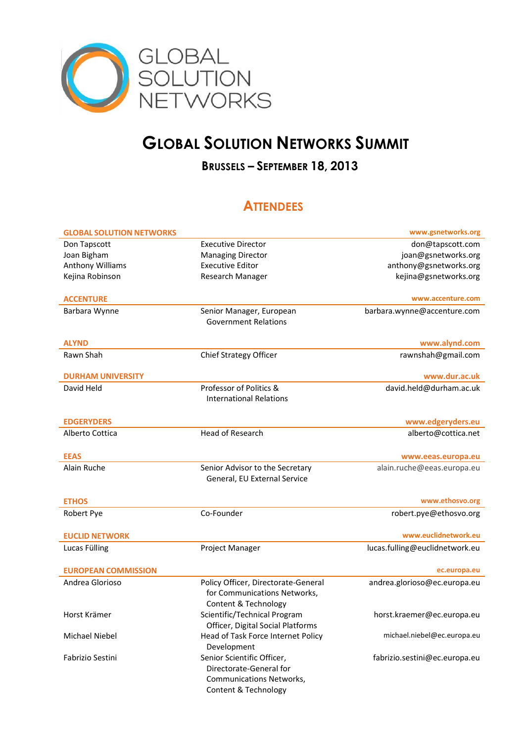GLOBAL SOLUTION NETWORKS

# Global Solution Networks Summit

## Brussels – September 18, 2013

## Attendees

| GLOBAL SOLUTION NETWORKS | | www.gsnetworks.org |
|---|---|---|
| Don Tapscott | Executive Director | don@tapscott.com |
| Joan Bigham | Managing Director | joan@gsnetworks.org |
| Anthony Williams | Executive Editor | anthony@gsnetworks.org |
| Kejina Robinson | Research Manager | kejina@gsnetworks.org |

| ACCENTURE | | www.accenture.com |
|---|---|---|
| Barbara Wynne | Senior Manager, European Government Relations | barbara.wynne@accenture.com |

| ALYND | | www.alynd.com |
|---|---|---|
| Rawn Shah | Chief Strategy Officer | rawnshah@gmail.com |

| DURHAM UNIVERSITY | | www.dur.ac.uk |
|---|---|---|
| David Held | Professor of Politics & International Relations | david.held@durham.ac.uk |

| EDGERYDERS | | www.edgeryders.eu |
|---|---|---|
| Alberto Cottica | Head of Research | alberto@cottica.net |

| EEAS | | www.eeas.europa.eu |
|---|---|---|
| Alain Ruche | Senior Advisor to the Secretary General, EU External Service | alain.ruche@eeas.europa.eu |

| ETHOS | | www.ethosvo.org |
|---|---|---|
| Robert Pye | Co-Founder | robert.pye@ethosvo.org |

| EUCLID NETWORK | | www.euclidnetwork.eu |
|---|---|---|
| Lucas Fülling | Project Manager | lucas.fulling@euclidnetwork.eu |

| EUROPEAN COMMISSION | | ec.europa.eu |
|---|---|---|
| Andrea Glorioso | Policy Officer, Directorate-General for Communications Networks, Content & Technology | andrea.glorioso@ec.europa.eu |
| Horst Krämer | Scientific/Technical Program Officer, Digital Social Platforms | horst.kraemer@ec.europa.eu |
| Michael Niebel | Head of Task Force Internet Policy Development | michael.niebel@ec.europa.eu |
| Fabrizio Sestini | Senior Scientific Officer, Directorate-General for Communications Networks, Content & Technology | fabrizio.sestini@ec.europa.eu |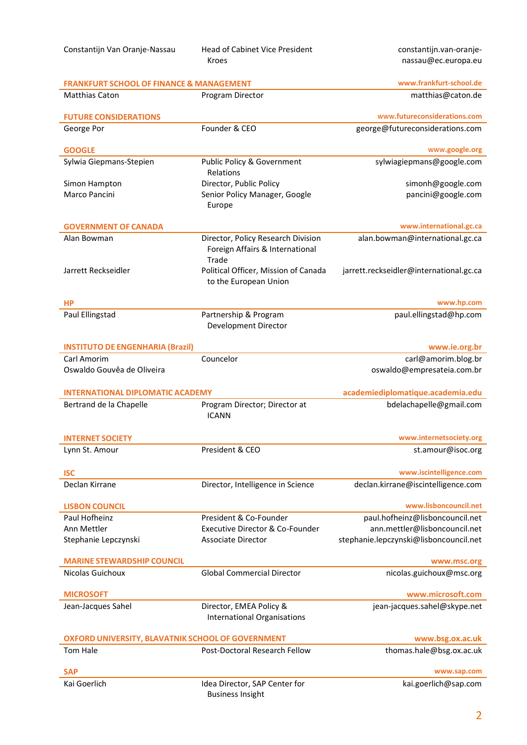| | | |
|---|---|---|
| Constantijn Van Oranje-Nassau | Head of Cabinet Vice President Kroes | constantijn.van-oranje-nassau@ec.europa.eu |

**FRANKFURT SCHOOL OF FINANCE & MANAGEMENT** — www.frankfurt-school.de

| | | |
|---|---|---|
| Matthias Caton | Program Director | matthias@caton.de |

**FUTURE CONSIDERATIONS** — www.futureconsiderations.com

| | | |
|---|---|---|
| George Por | Founder & CEO | george@futureconsiderations.com |

**GOOGLE** — www.google.org

| | | |
|---|---|---|
| Sylwia Giepmans-Stepien | Public Policy & Government Relations | sylwiagiepmans@google.com |
| Simon Hampton | Director, Public Policy | simonh@google.com |
| Marco Pancini | Senior Policy Manager, Google Europe | pancini@google.com |

**GOVERNMENT OF CANADA** — www.international.gc.ca

| | | |
|---|---|---|
| Alan Bowman | Director, Policy Research Division Foreign Affairs & International Trade | alan.bowman@international.gc.ca |
| Jarrett Reckseidler | Political Officer, Mission of Canada to the European Union | jarrett.reckseidler@international.gc.ca |

**HP** — www.hp.com

| | | |
|---|---|---|
| Paul Ellingstad | Partnership & Program Development Director | paul.ellingstad@hp.com |

**INSTITUTO DE ENGENHARIA (Brazil)** — www.ie.org.br

| | | |
|---|---|---|
| Carl Amorim | Councelor | carl@amorim.blog.br |
| Oswaldo Gouvêa de Oliveira | | oswaldo@empresateia.com.br |

**INTERNATIONAL DIPLOMATIC ACADEMY** — academiediplomatique.academia.edu

| | | |
|---|---|---|
| Bertrand de la Chapelle | Program Director; Director at ICANN | bdelachapelle@gmail.com |

**INTERNET SOCIETY** — www.internetsociety.org

| | | |
|---|---|---|
| Lynn St. Amour | President & CEO | st.amour@isoc.org |

**ISC** — www.iscintelligence.com

| | | |
|---|---|---|
| Declan Kirrane | Director, Intelligence in Science | declan.kirrane@iscintelligence.com |

**LISBON COUNCIL** — www.lisboncouncil.net

| | | |
|---|---|---|
| Paul Hofheinz | President & Co-Founder | paul.hofheinz@lisboncouncil.net |
| Ann Mettler | Executive Director & Co-Founder | ann.mettler@lisboncouncil.net |
| Stephanie Lepczynski | Associate Director | stephanie.lepczynski@lisboncouncil.net |

**MARINE STEWARDSHIP COUNCIL** — www.msc.org

| | | |
|---|---|---|
| Nicolas Guichoux | Global Commercial Director | nicolas.guichoux@msc.org |

**MICROSOFT** — www.microsoft.com

| | | |
|---|---|---|
| Jean-Jacques Sahel | Director, EMEA Policy & International Organisations | jean-jacques.sahel@skype.net |

**OXFORD UNIVERSITY, BLAVATNIK SCHOOL OF GOVERNMENT** — www.bsg.ox.ac.uk

| | | |
|---|---|---|
| Tom Hale | Post-Doctoral Research Fellow | thomas.hale@bsg.ox.ac.uk |

**SAP** — www.sap.com

| | | |
|---|---|---|
| Kai Goerlich | Idea Director, SAP Center for Business Insight | kai.goerlich@sap.com |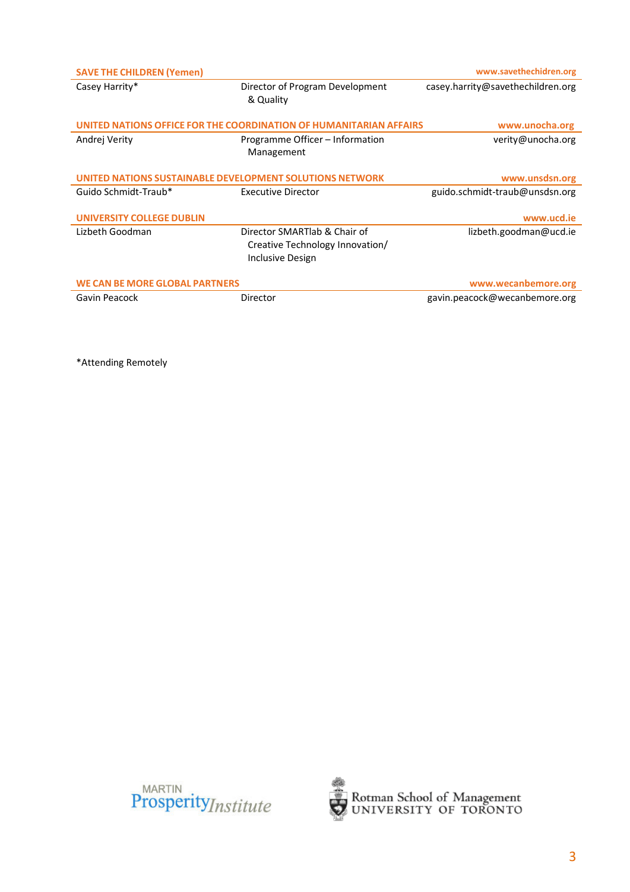**SAVE THE CHILDREN (Yemen)** — www.savethechidren.org

| | | |
|---|---|---|
| Casey Harrity* | Director of Program Development & Quality | casey.harrity@savethechildren.org |

**UNITED NATIONS OFFICE FOR THE COORDINATION OF HUMANITARIAN AFFAIRS** — www.unocha.org

| | | |
|---|---|---|
| Andrej Verity | Programme Officer – Information Management | verity@unocha.org |

**UNITED NATIONS SUSTAINABLE DEVELOPMENT SOLUTIONS NETWORK** — www.unsdsn.org

| | | |
|---|---|---|
| Guido Schmidt-Traub* | Executive Director | guido.schmidt-traub@unsdsn.org |

**UNIVERSITY COLLEGE DUBLIN** — www.ucd.ie

| | | |
|---|---|---|
| Lizbeth Goodman | Director SMARTlab & Chair of Creative Technology Innovation/ Inclusive Design | lizbeth.goodman@ucd.ie |

**WE CAN BE MORE GLOBAL PARTNERS** — www.wecanbemore.org

| | | |
|---|---|---|
| Gavin Peacock | Director | gavin.peacock@wecanbemore.org |

*Attending Remotely

MARTIN Prosperity Institute

Rotman School of Management UNIVERSITY OF TORONTO